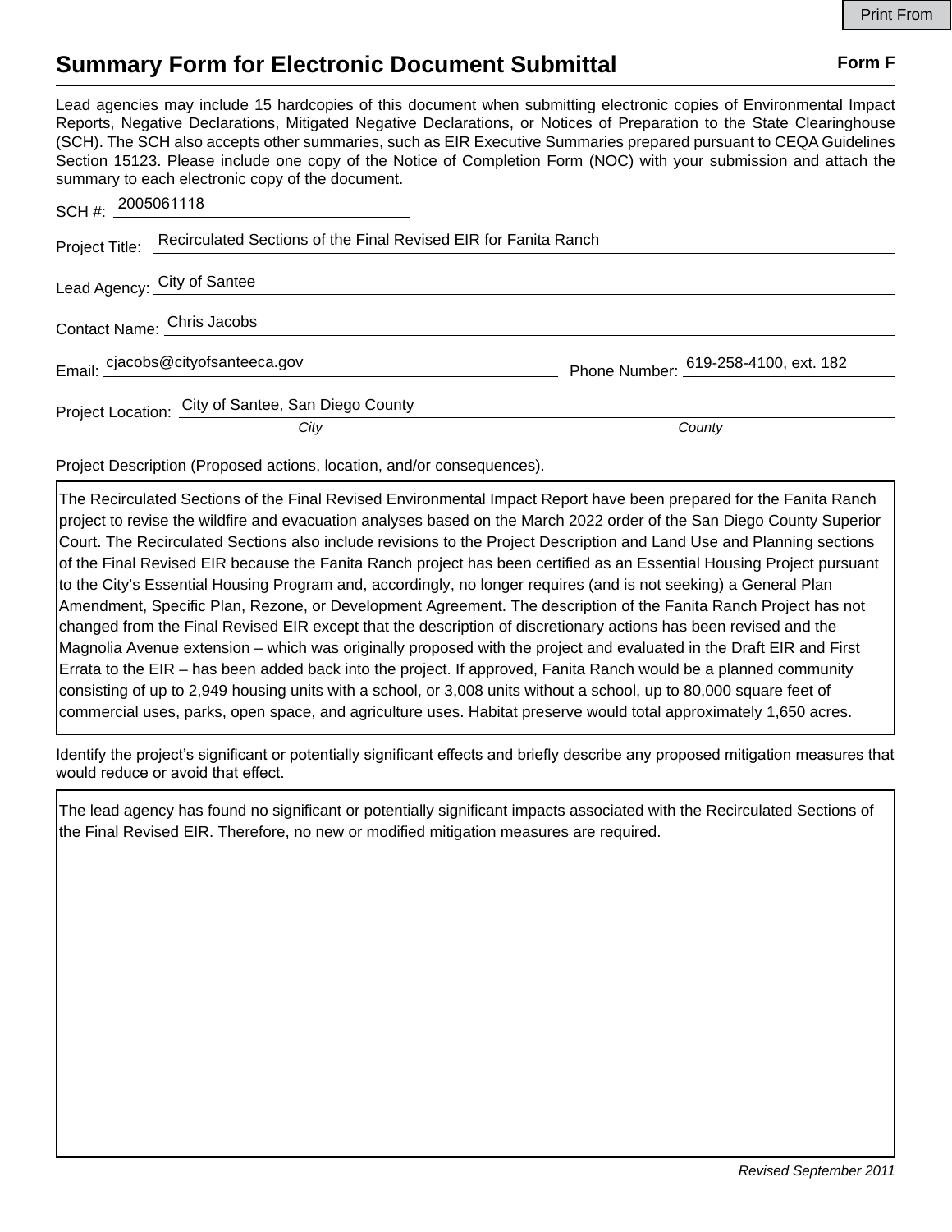# Summary Form for Electronic Document Submittal

**Form F**

Lead agencies may include 15 hardcopies of this document when submitting electronic copies of Environmental Impact Reports, Negative Declarations, Mitigated Negative Declarations, or Notices of Preparation to the State Clearinghouse (SCH). The SCH also accepts other summaries, such as EIR Executive Summaries prepared pursuant to CEQA Guidelines Section 15123. Please include one copy of the Notice of Completion Form (NOC) with your submission and attach the summary to each electronic copy of the document.

SCH #: 2005061118

Project Title: Recirculated Sections of the Final Revised EIR for Fanita Ranch

Lead Agency: City of Santee

Contact Name: Chris Jacobs

Email: cjacobs@cityofsanteeca.gov

Phone Number: 619-258-4100, ext. 182

Project Location: City of Santee, San Diego County

*City* *County*

Project Description (Proposed actions, location, and/or consequences).

The Recirculated Sections of the Final Revised Environmental Impact Report have been prepared for the Fanita Ranch project to revise the wildfire and evacuation analyses based on the March 2022 order of the San Diego County Superior Court. The Recirculated Sections also include revisions to the Project Description and Land Use and Planning sections of the Final Revised EIR because the Fanita Ranch project has been certified as an Essential Housing Project pursuant to the City's Essential Housing Program and, accordingly, no longer requires (and is not seeking) a General Plan Amendment, Specific Plan, Rezone, or Development Agreement. The description of the Fanita Ranch Project has not changed from the Final Revised EIR except that the description of discretionary actions has been revised and the Magnolia Avenue extension – which was originally proposed with the project and evaluated in the Draft EIR and First Errata to the EIR – has been added back into the project. If approved, Fanita Ranch would be a planned community consisting of up to 2,949 housing units with a school, or 3,008 units without a school, up to 80,000 square feet of commercial uses, parks, open space, and agriculture uses. Habitat preserve would total approximately 1,650 acres.

Identify the project's significant or potentially significant effects and briefly describe any proposed mitigation measures that would reduce or avoid that effect.

The lead agency has found no significant or potentially significant impacts associated with the Recirculated Sections of the Final Revised EIR. Therefore, no new or modified mitigation measures are required.

*Revised September 2011*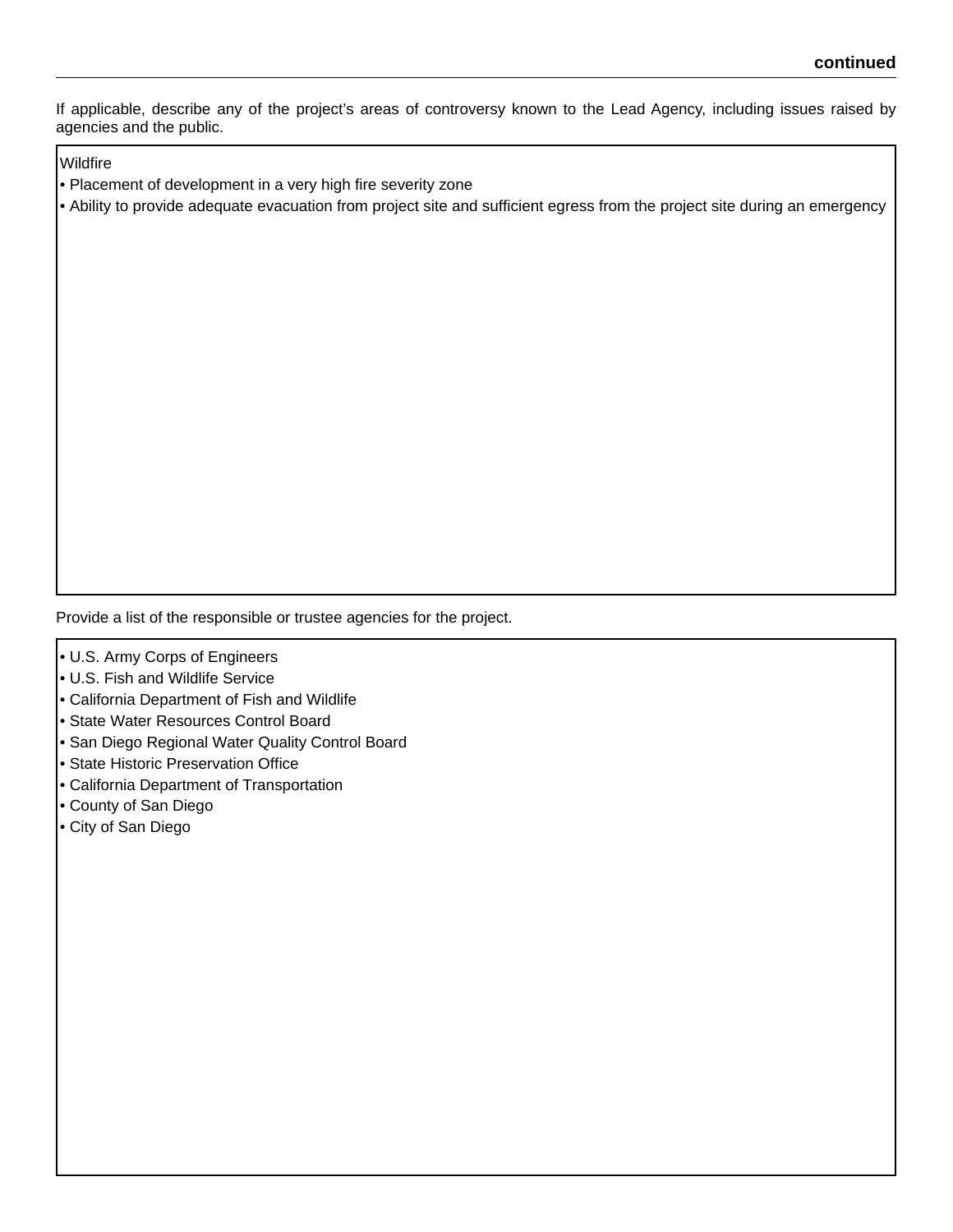**continued**

If applicable, describe any of the project's areas of controversy known to the Lead Agency, including issues raised by agencies and the public.

Wildfire

- Placement of development in a very high fire severity zone
- Ability to provide adequate evacuation from project site and sufficient egress from the project site during an emergency

Provide a list of the responsible or trustee agencies for the project.

- U.S. Army Corps of Engineers
- U.S. Fish and Wildlife Service
- California Department of Fish and Wildlife
- State Water Resources Control Board
- San Diego Regional Water Quality Control Board
- State Historic Preservation Office
- California Department of Transportation
- County of San Diego
- City of San Diego